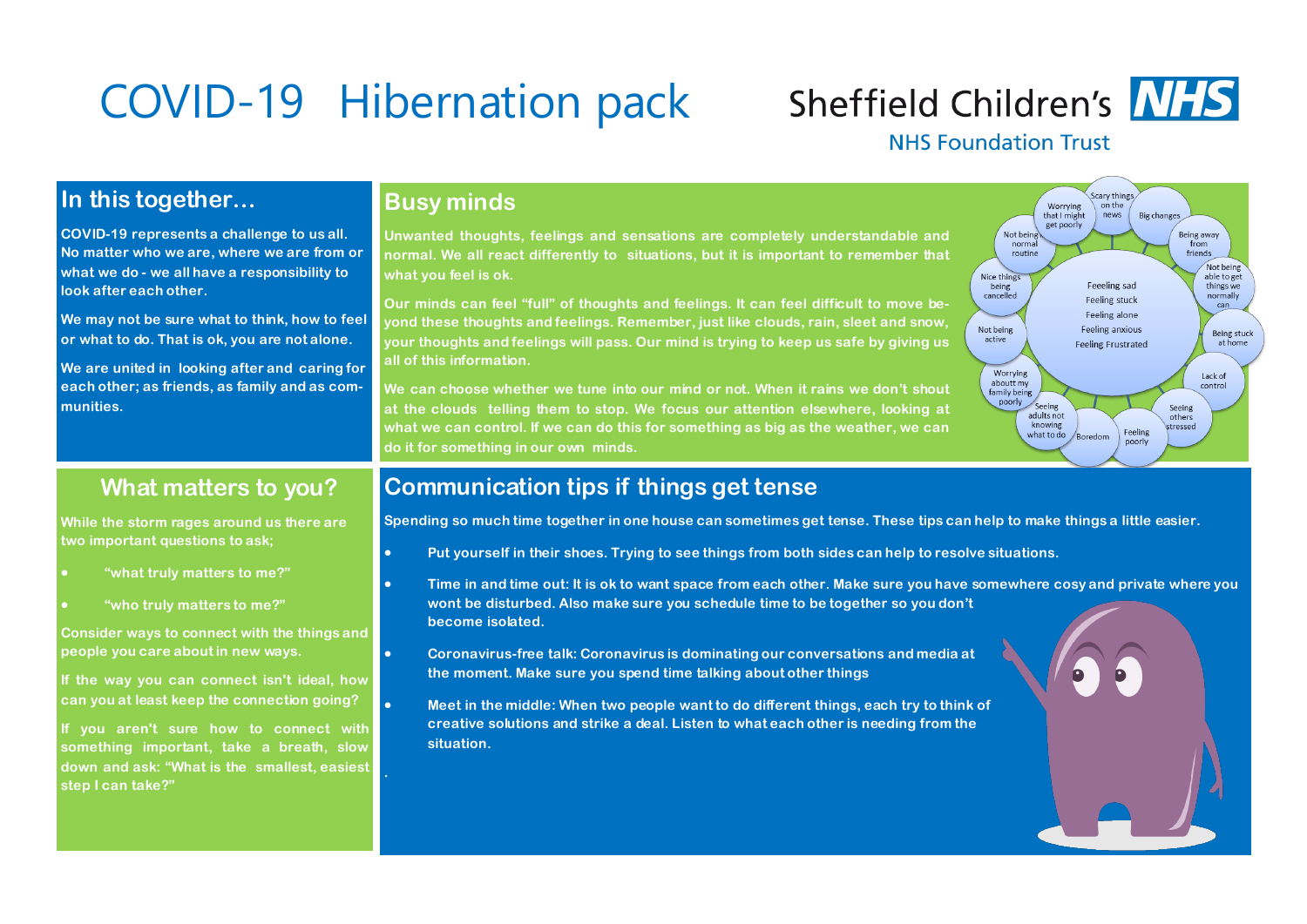# COVID-19 Hibernation pack

Sheffield Children's NHS

NHS Foundation Trust

## In this together…

COVID-19 represents a challenge to us all. No matter who we are, where we are from or what we do - we all have a responsibility to look after each other.

We may not be sure what to think, how to feel or what to do. That is ok, you are not alone.

We are united in looking after and caring for each other; as friends, as family and as communities.

## Busy minds

Unwanted thoughts, feelings and sensations are completely understandable and normal. We all react differently to situations, but it is important to remember that what you feel is ok.

Our minds can feel "full" of thoughts and feelings. It can feel difficult to move beyond these thoughts and feelings. Remember, just like clouds, rain, sleet and snow, your thoughts and feelings will pass. Our mind is trying to keep us safe by giving us all of this information.

We can choose whether we tune into our mind or not. When it rains we don't shout at the clouds telling them to stop. We focus our attention elsewhere, looking at what we can control. If we can do this for something as big as the weather, we can do it for something in our own minds.

Feeeling sad
Feeling stuck
Feeling alone
Feeling anxious
Feeling Frustrated

Scary things on the news · Big changes · Being away from friends · Not being able to get things we normally can · Being stuck at home · Lack of control · Seeing others stressed · Feeling poorly · Boredom · Seeing adults not knowing what to do · Worrying about my family being poorly · Not being active · Nice things being cancelled · Not being normal routine · Worrying that I might get poorly

## What matters to you?

While the storm rages around us there are two important questions to ask;

- "what truly matters to me?"
- "who truly matters to me?"

Consider ways to connect with the things and people you care about in new ways.

If the way you can connect isn't ideal, how can you at least keep the connection going?

If you aren't sure how to connect with something important, take a breath, slow down and ask: "What is the smallest, easiest step I can take?"

## Communication tips if things get tense

Spending so much time together in one house can sometimes get tense. These tips can help to make things a little easier.

- Put yourself in their shoes. Trying to see things from both sides can help to resolve situations.
- Time in and time out: It is ok to want space from each other. Make sure you have somewhere cosy and private where you wont be disturbed. Also make sure you schedule time to be together so you don't become isolated.
- Coronavirus-free talk: Coronavirus is dominating our conversations and media at the moment. Make sure you spend time talking about other things
- Meet in the middle: When two people want to do different things, each try to think of creative solutions and strike a deal. Listen to what each other is needing from the situation.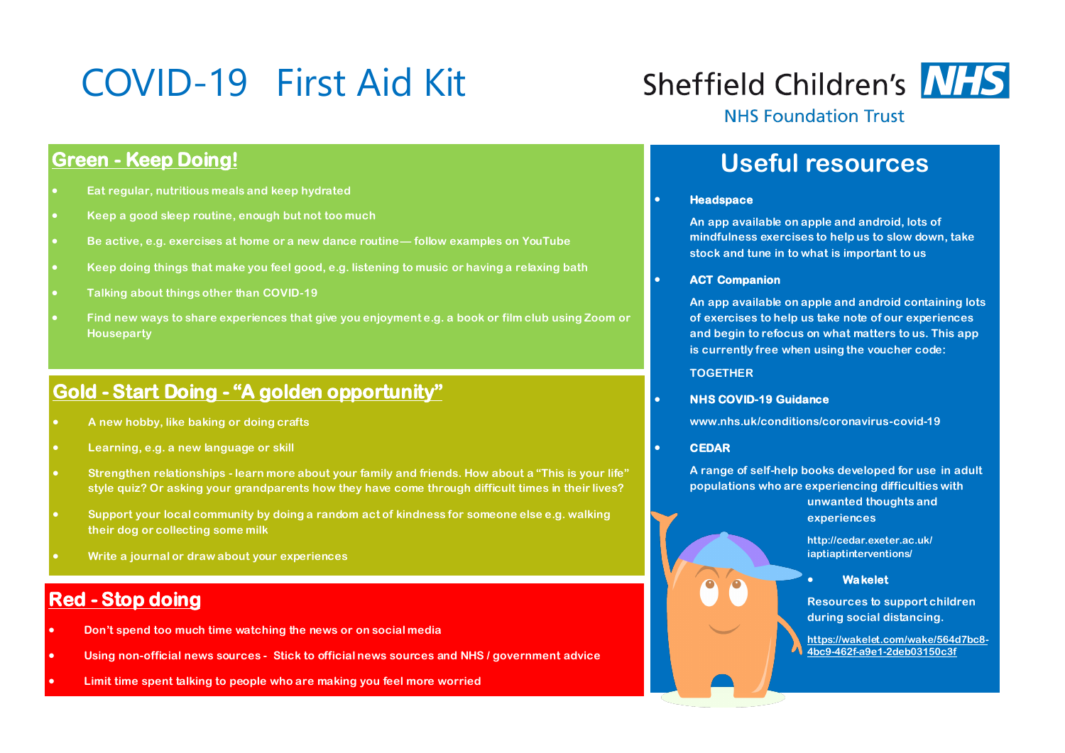# COVID-19 First Aid Kit

Sheffield Children's NHS

NHS Foundation Trust

## Green - Keep Doing!

- Eat regular, nutritious meals and keep hydrated
- Keep a good sleep routine, enough but not too much
- Be active, e.g. exercises at home or a new dance routine— follow examples on YouTube
- Keep doing things that make you feel good, e.g. listening to music or having a relaxing bath
- Talking about things other than COVID-19
- Find new ways to share experiences that give you enjoyment e.g. a book or film club using Zoom or Houseparty

## Gold - Start Doing - "A golden opportunity"

- A new hobby, like baking or doing crafts
- Learning, e.g. a new language or skill
- Strengthen relationships - learn more about your family and friends. How about a "This is your life" style quiz? Or asking your grandparents how they have come through difficult times in their lives?
- Support your local community by doing a random act of kindness for someone else e.g. walking their dog or collecting some milk
- Write a journal or draw about your experiences

## Red - Stop doing

- Don't spend too much time watching the news or on social media
- Using non-official news sources - Stick to official news sources and NHS / government advice
- Limit time spent talking to people who are making you feel more worried

## Useful resources

- **Headspace**

  An app available on apple and android, lots of mindfulness exercises to help us to slow down, take stock and tune in to what is important to us

- **ACT Companion**

  An app available on apple and android containing lots of exercises to help us take note of our experiences and begin to refocus on what matters to us. This app is currently free when using the voucher code:

  TOGETHER

- **NHS COVID-19 Guidance**

  www.nhs.uk/conditions/coronavirus-covid-19

- **CEDAR**

  A range of self-help books developed for use in adult populations who are experiencing difficulties with unwanted thoughts and experiences

  http://cedar.exeter.ac.uk/iaptiaptinterventions/

- **Wakelet**

  Resources to support children during social distancing.

  https://wakelet.com/wake/564d7bc8-4bc9-462f-a9e1-2deb03150c3f